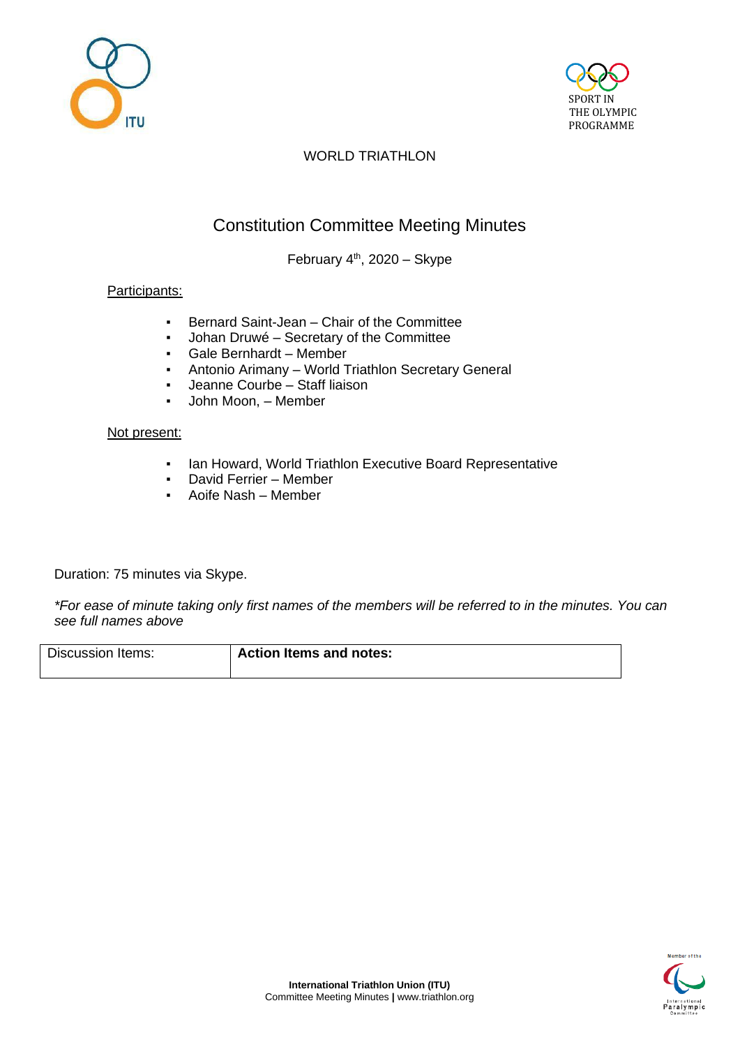WORLD TRIATHLON

# Constitution Committee Meeting Minutes

February 4th, 2020 – Skype

Participants:

- Bernard Saint-Jean – Chair of the Committee
- Johan Druwé – Secretary of the Committee
- Gale Bernhardt – Member
- Antonio Arimany – World Triathlon Secretary General
- Jeanne Courbe – Staff liaison
- John Moon, – Member

Not present:

- Ian Howard, World Triathlon Executive Board Representative
- David Ferrier – Member
- Aoife Nash – Member

Duration: 75 minutes via Skype.

*\*For ease of minute taking only first names of the members will be referred to in the minutes. You can see full names above*

| Discussion Items: | **Action Items and notes:** |
| --- | --- |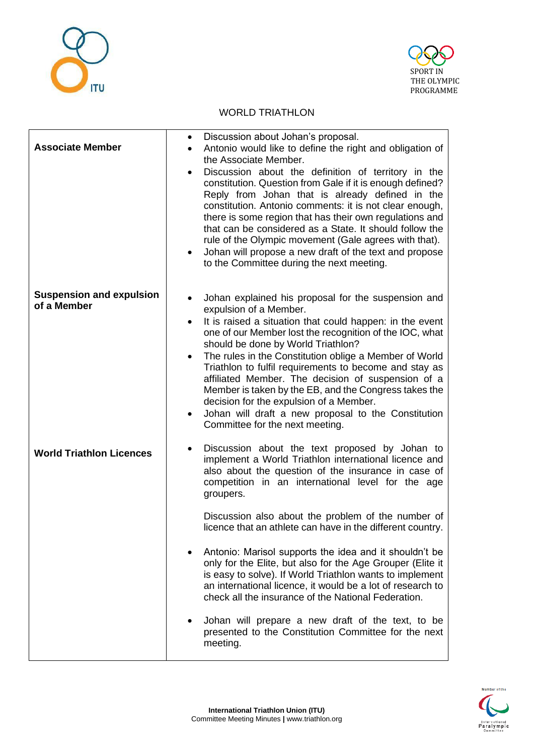WORLD TRIATHLON

| | |
|---|---|
| **Associate Member** | • Discussion about Johan's proposal.<br>• Antonio would like to define the right and obligation of the Associate Member.<br>• Discussion about the definition of territory in the constitution. Question from Gale if it is enough defined? Reply from Johan that is already defined in the constitution. Antonio comments: it is not clear enough, there is some region that has their own regulations and that can be considered as a State. It should follow the rule of the Olympic movement (Gale agrees with that).<br>• Johan will propose a new draft of the text and propose to the Committee during the next meeting. |
| **Suspension and expulsion of a Member** | • Johan explained his proposal for the suspension and expulsion of a Member.<br>• It is raised a situation that could happen: in the event one of our Member lost the recognition of the IOC, what should be done by World Triathlon?<br>• The rules in the Constitution oblige a Member of World Triathlon to fulfil requirements to become and stay as affiliated Member. The decision of suspension of a Member is taken by the EB, and the Congress takes the decision for the expulsion of a Member.<br>• Johan will draft a new proposal to the Constitution Committee for the next meeting. |
| **World Triathlon Licences** | • Discussion about the text proposed by Johan to implement a World Triathlon international licence and also about the question of the insurance in case of competition in an international level for the age groupers.<br><br>Discussion also about the problem of the number of licence that an athlete can have in the different country.<br><br>• Antonio: Marisol supports the idea and it shouldn't be only for the Elite, but also for the Age Grouper (Elite it is easy to solve). If World Triathlon wants to implement an international licence, it would be a lot of research to check all the insurance of the National Federation.<br><br>• Johan will prepare a new draft of the text, to be presented to the Constitution Committee for the next meeting. |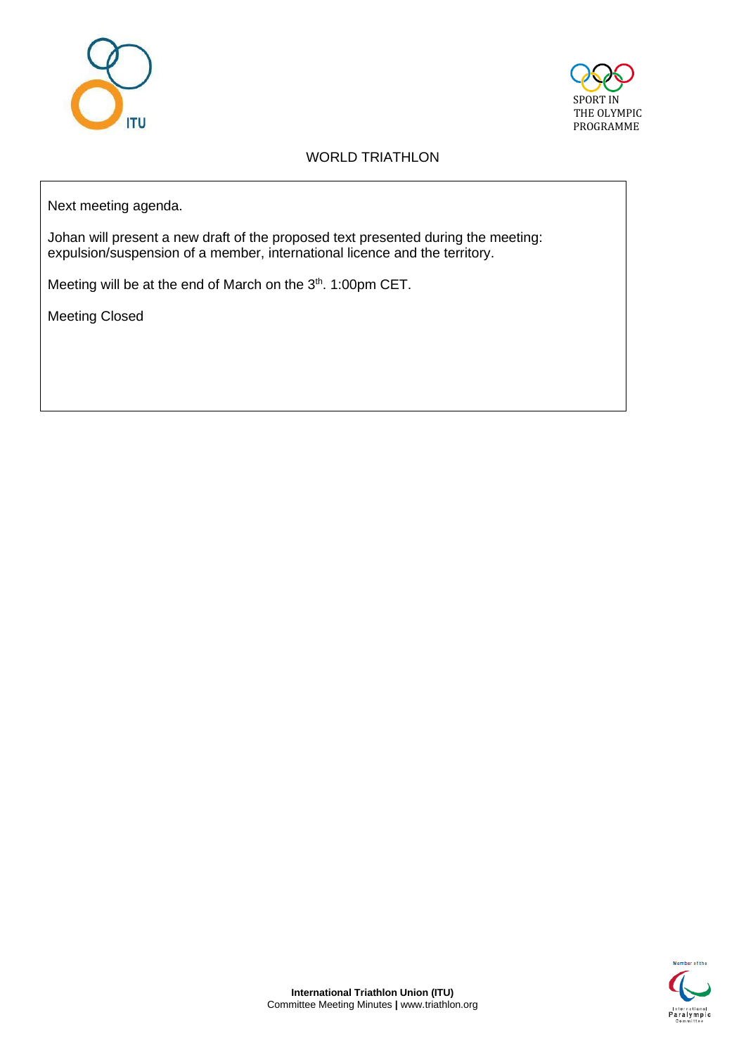Next meeting agenda.

Johan will present a new draft of the proposed text presented during the meeting: expulsion/suspension of a member, international licence and the territory.

Meeting will be at the end of March on the 3th. 1:00pm CET.

Meeting Closed